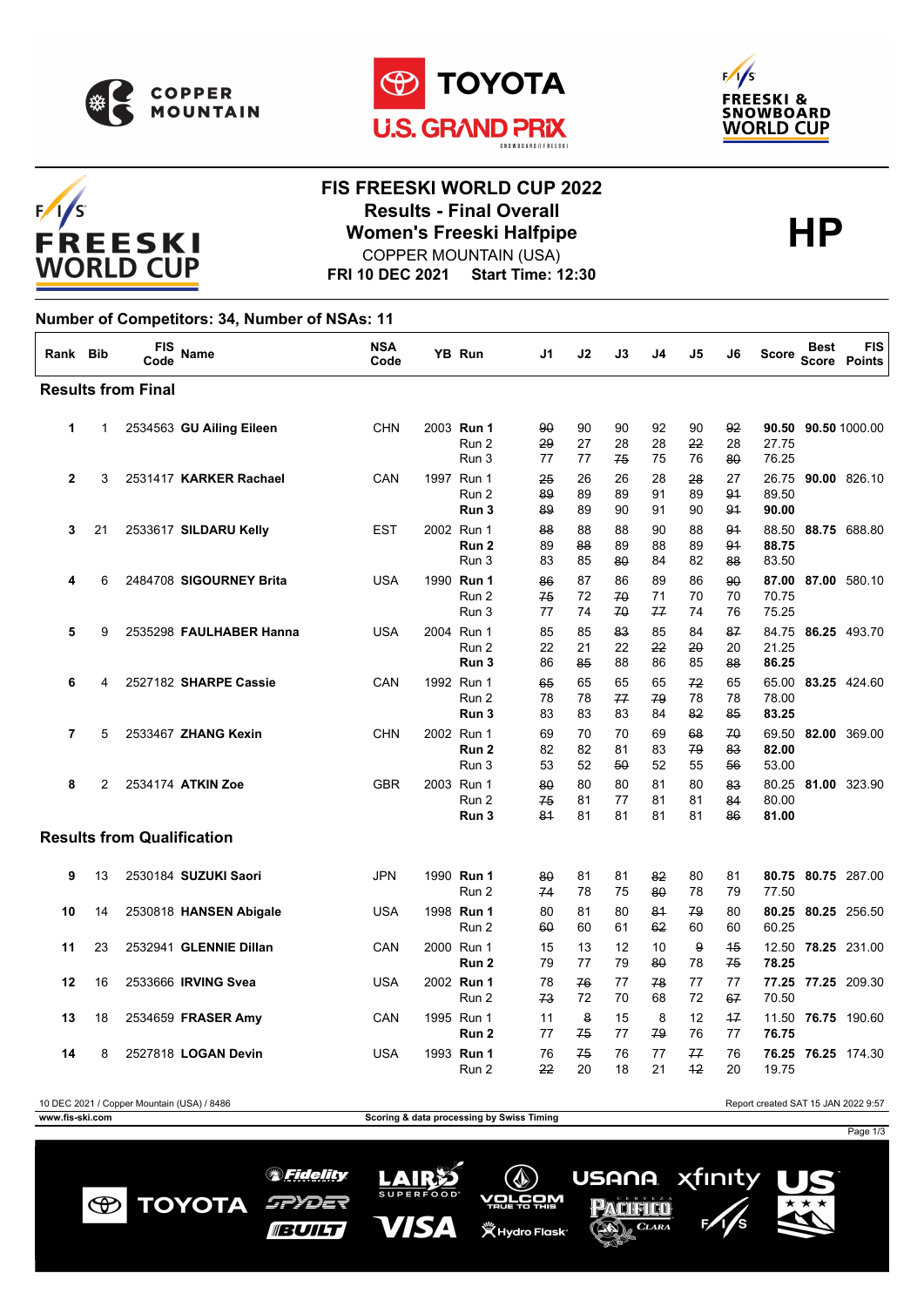# FIS FREESKI WORLD CUP 2022

## Results - Final Overall

## Women's Freeski Halfpipe

COPPER MOUNTAIN (USA)

**FRI 10 DEC 2021 Start Time: 12:30**

**HP**

**Number of Competitors: 34, Number of NSAs: 11**

| Rank | Bib | FIS Code | Name | NSA Code | YB | Run | J1 | J2 | J3 | J4 | J5 | J6 | Score | Best Score | FIS Points |
|---|---|---|---|---|---|---|---|---|---|---|---|---|---|---|---|
| **Results from Final** | | | | | | | | | | | | | | | |
| **1** | 1 | 2534563 | **GU Ailing Eileen** | CHN | 2003 | **Run 1** | ~~90~~ | 90 | 90 | 92 | 90 | ~~92~~ | **90.50** | **90.50** | 1000.00 |
| | | | | | | Run 2 | ~~29~~ | 27 | 28 | 28 | ~~22~~ | 28 | 27.75 | | |
| | | | | | | Run 3 | 77 | 77 | ~~75~~ | 75 | 76 | ~~80~~ | 76.25 | | |
| **2** | 3 | 2531417 | **KARKER Rachael** | CAN | 1997 | Run 1 | ~~25~~ | 26 | 26 | 28 | ~~28~~ | 27 | 26.75 | **90.00** | 826.10 |
| | | | | | | Run 2 | ~~89~~ | 89 | 89 | 91 | 89 | ~~91~~ | 89.50 | | |
| | | | | | | **Run 3** | ~~89~~ | 89 | 90 | 91 | 90 | ~~91~~ | **90.00** | | |
| **3** | 21 | 2533617 | **SILDARU Kelly** | EST | 2002 | Run 1 | ~~88~~ | 88 | 88 | 90 | 88 | ~~91~~ | 88.50 | **88.75** | 688.80 |
| | | | | | | **Run 2** | 89 | ~~88~~ | 89 | 88 | 89 | ~~91~~ | **88.75** | | |
| | | | | | | Run 3 | 83 | 85 | ~~80~~ | 84 | 82 | ~~88~~ | 83.50 | | |
| **4** | 6 | 2484708 | **SIGOURNEY Brita** | USA | 1990 | **Run 1** | ~~86~~ | 87 | 86 | 89 | 86 | ~~90~~ | **87.00** | **87.00** | 580.10 |
| | | | | | | Run 2 | ~~75~~ | 72 | ~~70~~ | 71 | 70 | 70 | 70.75 | | |
| | | | | | | Run 3 | 77 | 74 | ~~70~~ | ~~77~~ | 74 | 76 | 75.25 | | |
| **5** | 9 | 2535298 | **FAULHABER Hanna** | USA | 2004 | Run 1 | 85 | 85 | ~~83~~ | 85 | 84 | ~~87~~ | 84.75 | **86.25** | 493.70 |
| | | | | | | Run 2 | 22 | 21 | 22 | ~~22~~ | ~~20~~ | 20 | 21.25 | | |
| | | | | | | **Run 3** | 86 | ~~85~~ | 88 | 86 | 85 | ~~88~~ | **86.25** | | |
| **6** | 4 | 2527182 | **SHARPE Cassie** | CAN | 1992 | Run 1 | ~~65~~ | 65 | 65 | 65 | ~~72~~ | 65 | 65.00 | **83.25** | 424.60 |
| | | | | | | Run 2 | 78 | 78 | ~~77~~ | ~~79~~ | 78 | 78 | 78.00 | | |
| | | | | | | **Run 3** | 83 | 83 | 83 | 84 | ~~82~~ | ~~85~~ | **83.25** | | |
| **7** | 5 | 2533467 | **ZHANG Kexin** | CHN | 2002 | Run 1 | 69 | 70 | 70 | 69 | ~~68~~ | ~~70~~ | 69.50 | **82.00** | 369.00 |
| | | | | | | **Run 2** | 82 | 82 | 81 | 83 | ~~79~~ | ~~83~~ | **82.00** | | |
| | | | | | | Run 3 | 53 | 52 | ~~50~~ | 52 | 55 | ~~56~~ | 53.00 | | |
| **8** | 2 | 2534174 | **ATKIN Zoe** | GBR | 2003 | Run 1 | ~~80~~ | 80 | 80 | 81 | 80 | ~~83~~ | 80.25 | **81.00** | 323.90 |
| | | | | | | Run 2 | ~~75~~ | 81 | 77 | 81 | 81 | ~~84~~ | 80.00 | | |
| | | | | | | **Run 3** | ~~81~~ | 81 | 81 | 81 | 81 | ~~86~~ | **81.00** | | |
| **Results from Qualification** | | | | | | | | | | | | | | | |
| **9** | 13 | 2530184 | **SUZUKI Saori** | JPN | 1990 | **Run 1** | ~~80~~ | 81 | 81 | ~~82~~ | 80 | 81 | **80.75** | **80.75** | 287.00 |
| | | | | | | Run 2 | ~~74~~ | 78 | 75 | ~~80~~ | 78 | 79 | 77.50 | | |
| **10** | 14 | 2530818 | **HANSEN Abigale** | USA | 1998 | **Run 1** | 80 | 81 | 80 | ~~81~~ | ~~79~~ | 80 | **80.25** | **80.25** | 256.50 |
| | | | | | | Run 2 | ~~60~~ | 60 | 61 | ~~62~~ | 60 | 60 | 60.25 | | |
| **11** | 23 | 2532941 | **GLENNIE Dillan** | CAN | 2000 | Run 1 | 15 | 13 | 12 | 10 | ~~9~~ | ~~15~~ | 12.50 | **78.25** | 231.00 |
| | | | | | | **Run 2** | 79 | 77 | 79 | ~~80~~ | 78 | ~~75~~ | **78.25** | | |
| **12** | 16 | 2533666 | **IRVING Svea** | USA | 2002 | **Run 1** | 78 | ~~76~~ | 77 | ~~78~~ | 77 | 77 | **77.25** | **77.25** | 209.30 |
| | | | | | | Run 2 | ~~73~~ | 72 | 70 | 68 | 72 | ~~67~~ | 70.50 | | |
| **13** | 18 | 2534659 | **FRASER Amy** | CAN | 1995 | Run 1 | 11 | ~~8~~ | 15 | 8 | 12 | ~~17~~ | 11.50 | **76.75** | 190.60 |
| | | | | | | **Run 2** | 77 | ~~75~~ | 77 | ~~79~~ | 76 | 77 | **76.75** | | |
| **14** | 8 | 2527818 | **LOGAN Devin** | USA | 1993 | **Run 1** | 76 | ~~75~~ | 76 | 77 | ~~77~~ | 76 | **76.25** | **76.25** | 174.30 |
| | | | | | | Run 2 | ~~22~~ | 20 | 18 | 21 | ~~12~~ | 20 | 19.75 | | |

10 DEC 2021 / Copper Mountain (USA) / 8486

Report created SAT 15 JAN 2022 9:57

www.fis-ski.com

Scoring & data processing by Swiss Timing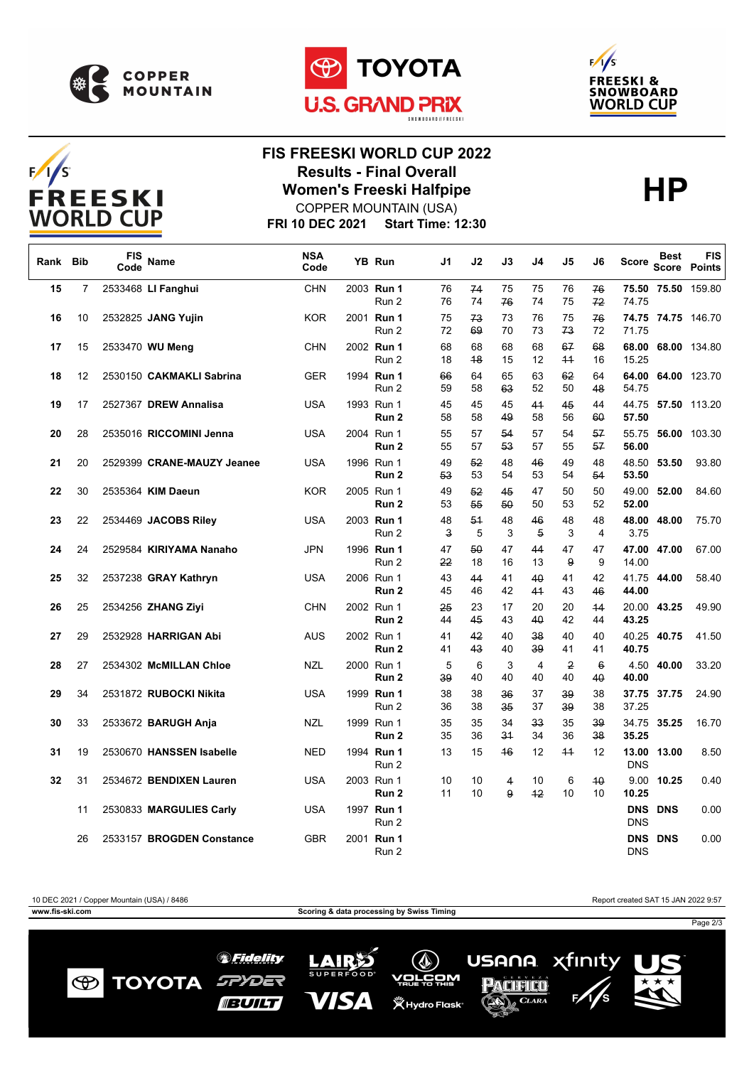# FIS FREESKI WORLD CUP 2022

## Results - Final Overall

## Women's Freeski Halfpipe

COPPER MOUNTAIN (USA)

**FRI 10 DEC 2021** **Start Time: 12:30**

**HP**

| Rank | Bib | FIS Code | Name | NSA Code | YB | Run | J1 | J2 | J3 | J4 | J5 | J6 | Score | Best Score | FIS Points |
|---|---|---|---|---|---|---|---|---|---|---|---|---|---|---|---|
| **15** | 7 | 2533468 | **LI Fanghui** | CHN | 2003 | **Run 1** | 76 | ~~74~~ | 75 | 75 | 76 | ~~76~~ | **75.50** | **75.50** | 159.80 |
| | | | | | | Run 2 | 76 | 74 | ~~76~~ | 74 | 75 | ~~72~~ | 74.75 | | |
| **16** | 10 | 2532825 | **JANG Yujin** | KOR | 2001 | **Run 1** | 75 | ~~73~~ | 73 | 76 | 75 | ~~76~~ | **74.75** | **74.75** | 146.70 |
| | | | | | | Run 2 | 72 | ~~69~~ | 70 | 73 | ~~73~~ | 72 | 71.75 | | |
| **17** | 15 | 2533470 | **WU Meng** | CHN | 2002 | **Run 1** | 68 | 68 | 68 | 68 | ~~67~~ | ~~68~~ | **68.00** | **68.00** | 134.80 |
| | | | | | | Run 2 | 18 | ~~18~~ | 15 | 12 | ~~11~~ | 16 | 15.25 | | |
| **18** | 12 | 2530150 | **CAKMAKLI Sabrina** | GER | 1994 | **Run 1** | ~~66~~ | 64 | 65 | 63 | ~~62~~ | 64 | **64.00** | **64.00** | 123.70 |
| | | | | | | Run 2 | 59 | 58 | ~~63~~ | 52 | 50 | ~~48~~ | 54.75 | | |
| **19** | 17 | 2527367 | **DREW Annalisa** | USA | 1993 | Run 1 | 45 | 45 | 45 | ~~41~~ | ~~45~~ | 44 | 44.75 | **57.50** | 113.20 |
| | | | | | | **Run 2** | 58 | 58 | ~~49~~ | 58 | 56 | ~~60~~ | **57.50** | | |
| **20** | 28 | 2535016 | **RICCOMINI Jenna** | USA | 2004 | Run 1 | 55 | 57 | ~~54~~ | 57 | 54 | ~~57~~ | 55.75 | **56.00** | 103.30 |
| | | | | | | **Run 2** | 55 | 57 | ~~53~~ | 57 | 55 | ~~57~~ | **56.00** | | |
| **21** | 20 | 2529399 | **CRANE-MAUZY Jeanee** | USA | 1996 | Run 1 | 49 | ~~52~~ | 48 | ~~46~~ | 49 | 48 | 48.50 | **53.50** | 93.80 |
| | | | | | | **Run 2** | ~~53~~ | 53 | 54 | 53 | 54 | ~~54~~ | **53.50** | | |
| **22** | 30 | 2535364 | **KIM Daeun** | KOR | 2005 | Run 1 | 49 | ~~52~~ | ~~45~~ | 47 | 50 | 50 | 49.00 | **52.00** | 84.60 |
| | | | | | | **Run 2** | 53 | ~~55~~ | ~~50~~ | 50 | 53 | 52 | **52.00** | | |
| **23** | 22 | 2534469 | **JACOBS Riley** | USA | 2003 | **Run 1** | 48 | ~~51~~ | 48 | ~~46~~ | 48 | 48 | **48.00** | **48.00** | 75.70 |
| | | | | | | Run 2 | ~~3~~ | 5 | 3 | ~~5~~ | 3 | 4 | 3.75 | | |
| **24** | 24 | 2529584 | **KIRIYAMA Nanaho** | JPN | 1996 | **Run 1** | 47 | ~~50~~ | 47 | ~~44~~ | 47 | 47 | **47.00** | **47.00** | 67.00 |
| | | | | | | Run 2 | ~~22~~ | 18 | 16 | 13 | ~~9~~ | 9 | 14.00 | | |
| **25** | 32 | 2537238 | **GRAY Kathryn** | USA | 2006 | Run 1 | 43 | ~~44~~ | 41 | ~~40~~ | 41 | 42 | 41.75 | **44.00** | 58.40 |
| | | | | | | **Run 2** | 45 | 46 | 42 | ~~41~~ | 43 | ~~46~~ | **44.00** | | |
| **26** | 25 | 2534256 | **ZHANG Ziyi** | CHN | 2002 | Run 1 | ~~25~~ | 23 | 17 | 20 | 20 | ~~14~~ | 20.00 | **43.25** | 49.90 |
| | | | | | | **Run 2** | 44 | ~~45~~ | 43 | ~~40~~ | 42 | 44 | **43.25** | | |
| **27** | 29 | 2532928 | **HARRIGAN Abi** | AUS | 2002 | Run 1 | 41 | ~~42~~ | 40 | ~~38~~ | 40 | 40 | 40.25 | **40.75** | 41.50 |
| | | | | | | **Run 2** | 41 | ~~43~~ | 40 | ~~39~~ | 41 | 41 | **40.75** | | |
| **28** | 27 | 2534302 | **McMILLAN Chloe** | NZL | 2000 | Run 1 | 5 | 6 | 3 | 4 | ~~2~~ | ~~6~~ | 4.50 | **40.00** | 33.20 |
| | | | | | | **Run 2** | ~~39~~ | 40 | 40 | 40 | 40 | ~~40~~ | **40.00** | | |
| **29** | 34 | 2531872 | **RUBOCKI Nikita** | USA | 1999 | **Run 1** | 38 | 38 | ~~36~~ | 37 | ~~39~~ | 38 | **37.75** | **37.75** | 24.90 |
| | | | | | | Run 2 | 36 | 38 | ~~35~~ | 37 | ~~39~~ | 38 | 37.25 | | |
| **30** | 33 | 2533672 | **BARUGH Anja** | NZL | 1999 | Run 1 | 35 | 35 | 34 | ~~33~~ | 35 | ~~39~~ | 34.75 | **35.25** | 16.70 |
| | | | | | | **Run 2** | 35 | 36 | ~~31~~ | 34 | 36 | ~~38~~ | **35.25** | | |
| **31** | 19 | 2530670 | **HANSSEN Isabelle** | NED | 1994 | **Run 1** | 13 | 15 | ~~16~~ | 12 | ~~11~~ | 12 | **13.00** | **13.00** | 8.50 |
| | | | | | | Run 2 | | | | | | | DNS | | |
| **32** | 31 | 2534672 | **BENDIXEN Lauren** | USA | 2003 | Run 1 | 10 | 10 | ~~4~~ | 10 | 6 | ~~10~~ | 9.00 | **10.25** | 0.40 |
| | | | | | | **Run 2** | 11 | 10 | ~~9~~ | ~~12~~ | 10 | 10 | **10.25** | | |
| | 11 | 2530833 | **MARGULIES Carly** | USA | 1997 | **Run 1** | | | | | | | **DNS** | **DNS** | 0.00 |
| | | | | | | Run 2 | | | | | | | DNS | | |
| | 26 | 2533157 | **BROGDEN Constance** | GBR | 2001 | **Run 1** | | | | | | | **DNS** | **DNS** | 0.00 |
| | | | | | | Run 2 | | | | | | | DNS | | |

10 DEC 2021 / Copper Mountain (USA) / 8486 — Report created SAT 15 JAN 2022 9:57

www.fis-ski.com — Scoring & data processing by Swiss Timing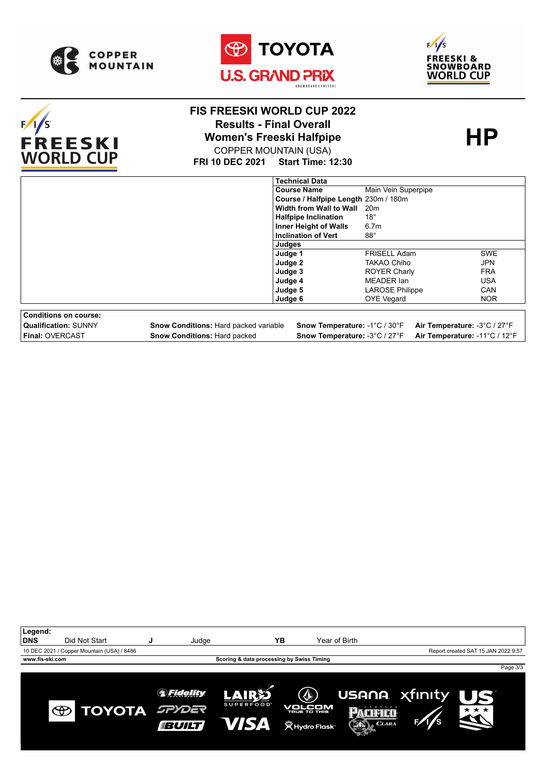# FIS FREESKI WORLD CUP 2022

## Results - Final Overall

## Women's Freeski Halfpipe

COPPER MOUNTAIN (USA)

**FRI 10 DEC 2021 Start Time: 12:30**

**HP**

| Technical Data | | |
|---|---|---|
| **Course Name** | Main Vein Superpipe | |
| **Course / Halfpipe Length** | 230m / 180m | |
| **Width from Wall to Wall** | 20m | |
| **Halfpipe Inclination** | 18° | |
| **Inner Height of Walls** | 6.7m | |
| **Inclination of Vert** | 88° | |
| **Judges** | | |
| **Judge 1** | FRISELL Adam | SWE |
| **Judge 2** | TAKAO Chiho | JPN |
| **Judge 3** | ROYER Charly | FRA |
| **Judge 4** | MEADER Ian | USA |
| **Judge 5** | LAROSE Philippe | CAN |
| **Judge 6** | OYE Vegard | NOR |

| Conditions on course: | | | |
|---|---|---|---|
| **Qualification:** SUNNY | **Snow Conditions:** Hard packed variable | **Snow Temperature:** -1°C / 30°F | **Air Temperature:** -3°C / 27°F |
| **Final:** OVERCAST | **Snow Conditions:** Hard packed | **Snow Temperature:** -3°C / 27°F | **Air Temperature:** -11°C / 12°F |

| Legend: | | | | | |
|---|---|---|---|---|---|
| **DNS** | Did Not Start | **J** | Judge | **YB** | Year of Birth |

10 DEC 2021 / Copper Mountain (USA) / 8486

Report created SAT 15 JAN 2022 9:57

www.fis-ski.com

Scoring & data processing by Swiss Timing